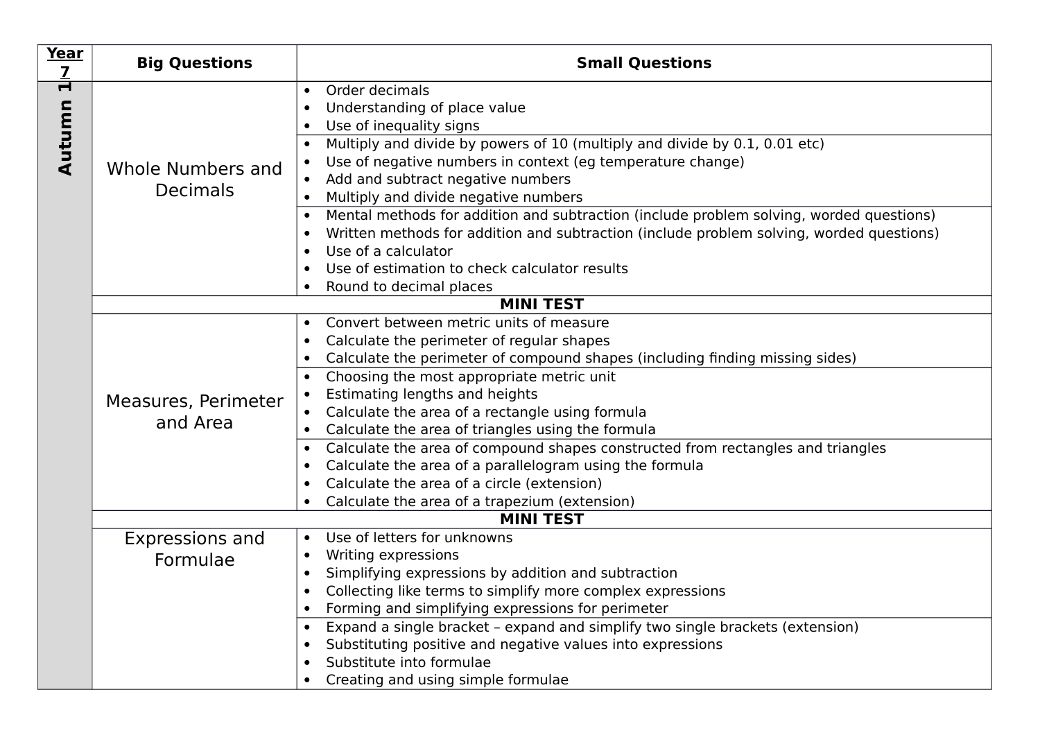| Year 7 | Big Questions | Small Questions |
|---|---|---|
| **Autumn 1** | Whole Numbers and Decimals | • Order decimals<br>• Understanding of place value<br>• Use of inequality signs |
| | | • Multiply and divide by powers of 10 (multiply and divide by 0.1, 0.01 etc)<br>• Use of negative numbers in context (eg temperature change)<br>• Add and subtract negative numbers<br>• Multiply and divide negative numbers |
| | | • Mental methods for addition and subtraction (include problem solving, worded questions)<br>• Written methods for addition and subtraction (include problem solving, worded questions)<br>• Use of a calculator<br>• Use of estimation to check calculator results<br>• Round to decimal places |
| | **MINI TEST** | |
| | Measures, Perimeter and Area | • Convert between metric units of measure<br>• Calculate the perimeter of regular shapes<br>• Calculate the perimeter of compound shapes (including finding missing sides) |
| | | • Choosing the most appropriate metric unit<br>• Estimating lengths and heights<br>• Calculate the area of a rectangle using formula<br>• Calculate the area of triangles using the formula |
| | | • Calculate the area of compound shapes constructed from rectangles and triangles<br>• Calculate the area of a parallelogram using the formula<br>• Calculate the area of a circle (extension)<br>• Calculate the area of a trapezium (extension) |
| | **MINI TEST** | |
| | Expressions and Formulae | • Use of letters for unknowns<br>• Writing expressions<br>• Simplifying expressions by addition and subtraction<br>• Collecting like terms to simplify more complex expressions<br>• Forming and simplifying expressions for perimeter |
| | | • Expand a single bracket – expand and simplify two single brackets (extension)<br>• Substituting positive and negative values into expressions<br>• Substitute into formulae<br>• Creating and using simple formulae |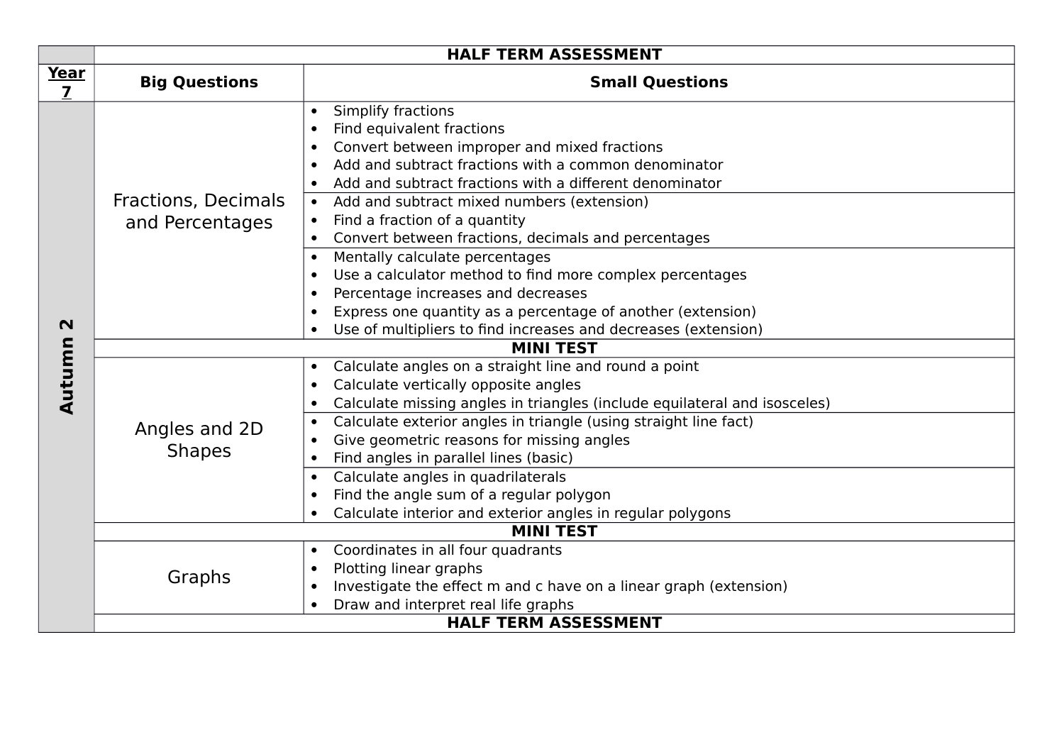| | HALF TERM ASSESSMENT | |
|---|---|---|
| **Year 7** | **Big Questions** | **Small Questions** |
| **Autumn 2** | Fractions, Decimals and Percentages | • Simplify fractions<br>• Find equivalent fractions<br>• Convert between improper and mixed fractions<br>• Add and subtract fractions with a common denominator<br>• Add and subtract fractions with a different denominator |
| | | • Add and subtract mixed numbers (extension)<br>• Find a fraction of a quantity<br>• Convert between fractions, decimals and percentages |
| | | • Mentally calculate percentages<br>• Use a calculator method to find more complex percentages<br>• Percentage increases and decreases<br>• Express one quantity as a percentage of another (extension)<br>• Use of multipliers to find increases and decreases (extension) |
| | **MINI TEST** | |
| | Angles and 2D Shapes | • Calculate angles on a straight line and round a point<br>• Calculate vertically opposite angles<br>• Calculate missing angles in triangles (include equilateral and isosceles) |
| | | • Calculate exterior angles in triangle (using straight line fact)<br>• Give geometric reasons for missing angles<br>• Find angles in parallel lines (basic) |
| | | • Calculate angles in quadrilaterals<br>• Find the angle sum of a regular polygon<br>• Calculate interior and exterior angles in regular polygons |
| | **MINI TEST** | |
| | Graphs | • Coordinates in all four quadrants<br>• Plotting linear graphs<br>• Investigate the effect m and c have on a linear graph (extension)<br>• Draw and interpret real life graphs |
| | **HALF TERM ASSESSMENT** | |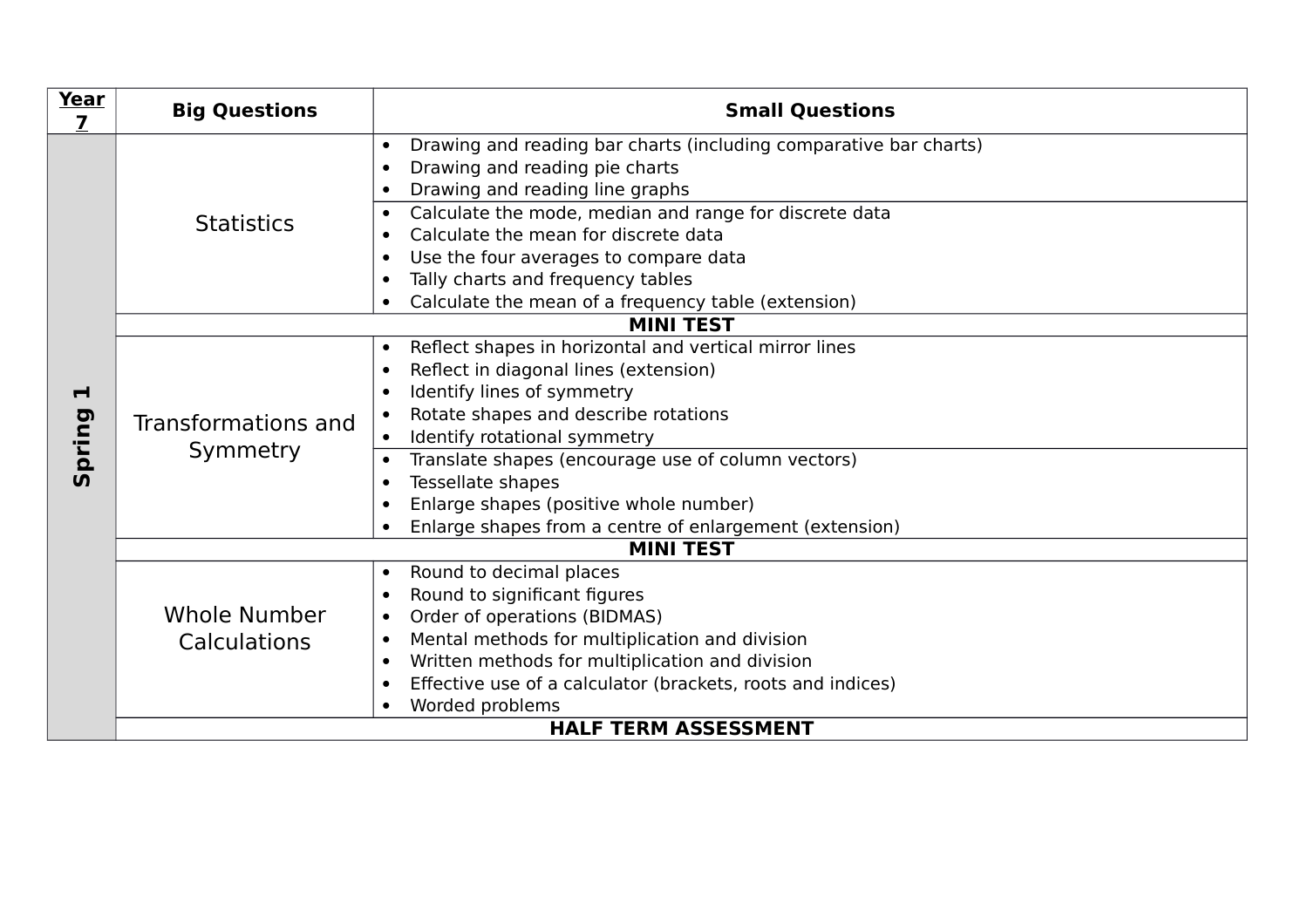| Year 7 | Big Questions | Small Questions |
|---|---|---|
| **Spring 1** | Statistics | • Drawing and reading bar charts (including comparative bar charts)<br>• Drawing and reading pie charts<br>• Drawing and reading line graphs |
| | | • Calculate the mode, median and range for discrete data<br>• Calculate the mean for discrete data<br>• Use the four averages to compare data<br>• Tally charts and frequency tables<br>• Calculate the mean of a frequency table (extension) |
| | **MINI TEST** | |
| | Transformations and Symmetry | • Reflect shapes in horizontal and vertical mirror lines<br>• Reflect in diagonal lines (extension)<br>• Identify lines of symmetry<br>• Rotate shapes and describe rotations<br>• Identify rotational symmetry |
| | | • Translate shapes (encourage use of column vectors)<br>• Tessellate shapes<br>• Enlarge shapes (positive whole number)<br>• Enlarge shapes from a centre of enlargement (extension) |
| | **MINI TEST** | |
| | Whole Number Calculations | • Round to decimal places<br>• Round to significant figures<br>• Order of operations (BIDMAS)<br>• Mental methods for multiplication and division<br>• Written methods for multiplication and division<br>• Effective use of a calculator (brackets, roots and indices)<br>• Worded problems |
| | **HALF TERM ASSESSMENT** | |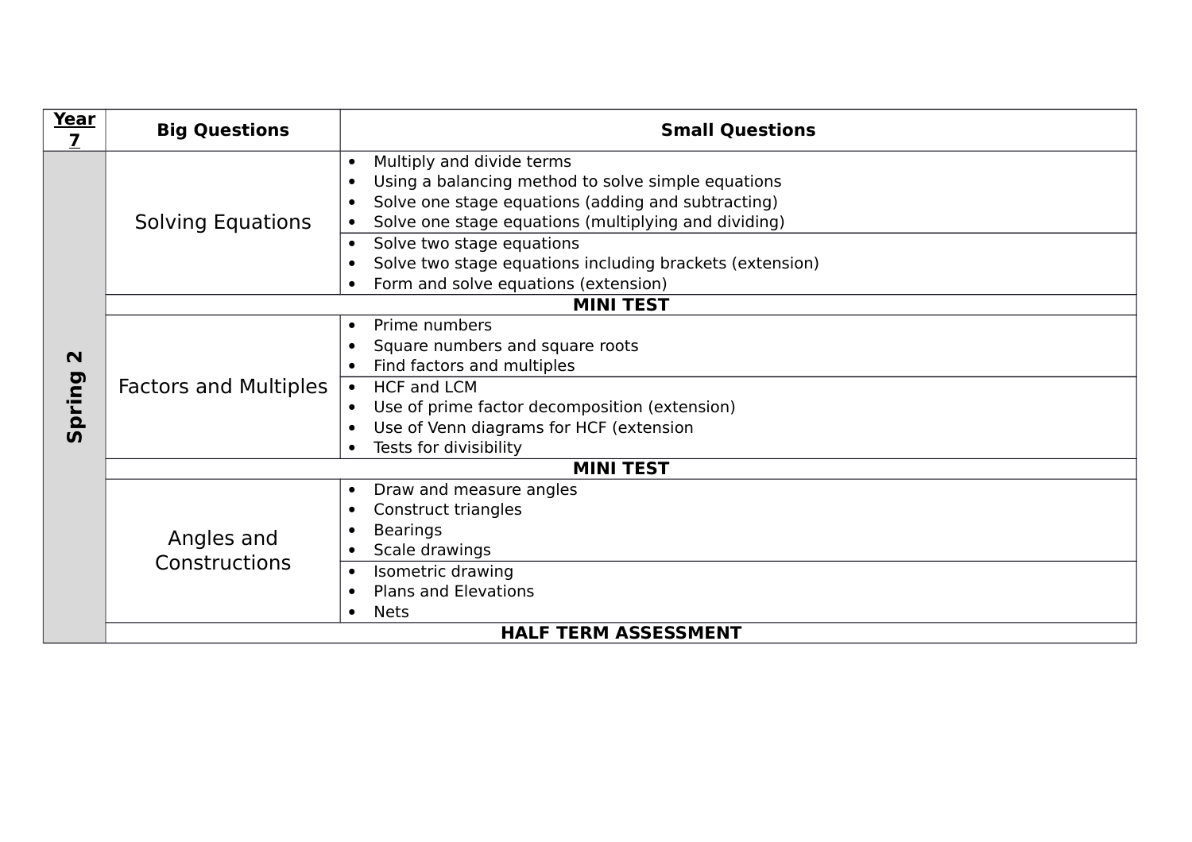| Year 7 | Big Questions | Small Questions |
|---|---|---|
| Spring 2 | Solving Equations | • Multiply and divide terms<br>• Using a balancing method to solve simple equations<br>• Solve one stage equations (adding and subtracting)<br>• Solve one stage equations (multiplying and dividing) |
| | | • Solve two stage equations<br>• Solve two stage equations including brackets (extension)<br>• Form and solve equations (extension) |
| | **MINI TEST** | |
| | Factors and Multiples | • Prime numbers<br>• Square numbers and square roots<br>• Find factors and multiples |
| | | • HCF and LCM<br>• Use of prime factor decomposition (extension)<br>• Use of Venn diagrams for HCF (extension<br>• Tests for divisibility |
| | **MINI TEST** | |
| | Angles and Constructions | • Draw and measure angles<br>• Construct triangles<br>• Bearings<br>• Scale drawings |
| | | • Isometric drawing<br>• Plans and Elevations<br>• Nets |
| | **HALF TERM ASSESSMENT** | |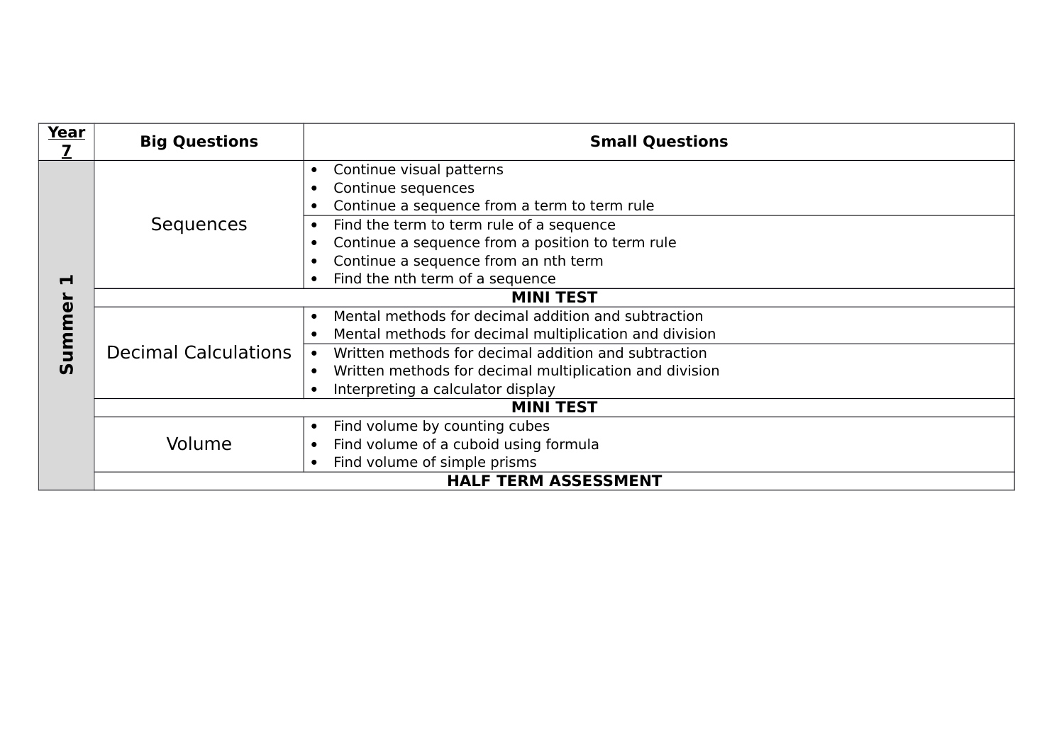| Year 7 | Big Questions | Small Questions |
| --- | --- | --- |
| **Summer 1** | Sequences | • Continue visual patterns<br>• Continue sequences<br>• Continue a sequence from a term to term rule |
| | | • Find the term to term rule of a sequence<br>• Continue a sequence from a position to term rule<br>• Continue a sequence from an nth term<br>• Find the nth term of a sequence |
| | **MINI TEST** | |
| | Decimal Calculations | • Mental methods for decimal addition and subtraction<br>• Mental methods for decimal multiplication and division |
| | | • Written methods for decimal addition and subtraction<br>• Written methods for decimal multiplication and division<br>• Interpreting a calculator display |
| | **MINI TEST** | |
| | Volume | • Find volume by counting cubes<br>• Find volume of a cuboid using formula<br>• Find volume of simple prisms |
| | **HALF TERM ASSESSMENT** | |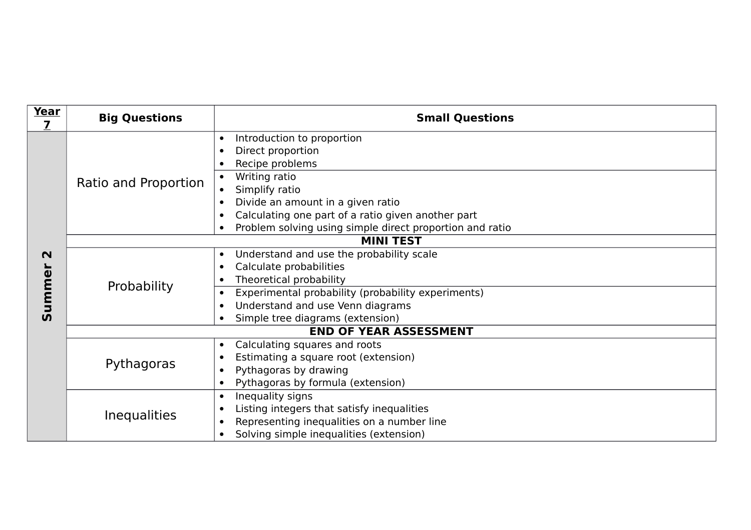| Year 7 | Big Questions | Small Questions |
|---|---|---|
| **Summer 2** | Ratio and Proportion | • Introduction to proportion<br>• Direct proportion<br>• Recipe problems |
| | | • Writing ratio<br>• Simplify ratio<br>• Divide an amount in a given ratio<br>• Calculating one part of a ratio given another part<br>• Problem solving using simple direct proportion and ratio |
| | **MINI TEST** | |
| | Probability | • Understand and use the probability scale<br>• Calculate probabilities<br>• Theoretical probability |
| | | • Experimental probability (probability experiments)<br>• Understand and use Venn diagrams<br>• Simple tree diagrams (extension) |
| | **END OF YEAR ASSESSMENT** | |
| | Pythagoras | • Calculating squares and roots<br>• Estimating a square root (extension)<br>• Pythagoras by drawing<br>• Pythagoras by formula (extension) |
| | Inequalities | • Inequality signs<br>• Listing integers that satisfy inequalities<br>• Representing inequalities on a number line<br>• Solving simple inequalities (extension) |